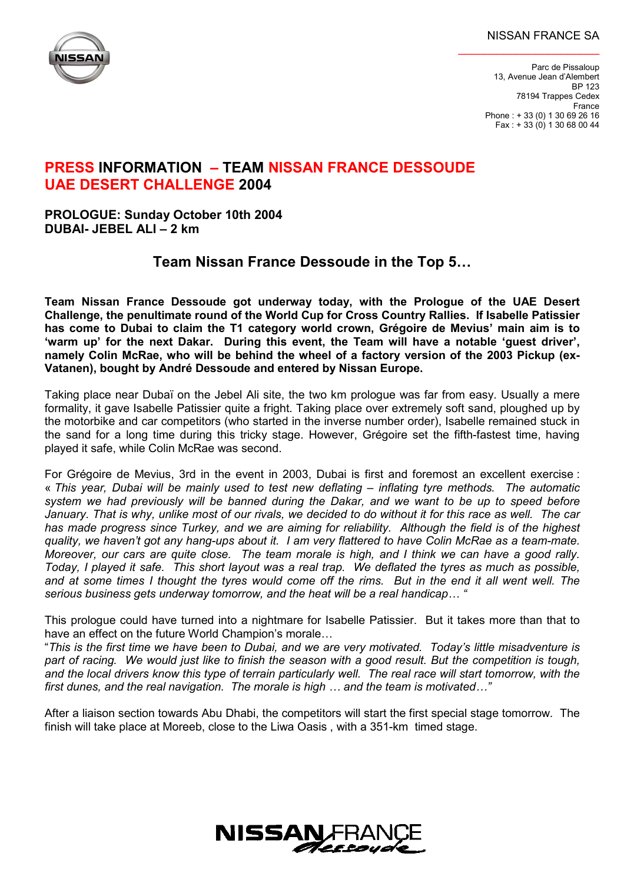NISSAN FRANCE SA

Parc de Pissaloup
13, Avenue Jean d'Alembert
BP 123
78194 Trappes Cedex
France
Phone : + 33 (0) 1 30 69 26 16
Fax : + 33 (0) 1 30 68 00 44

# PRESS INFORMATION – TEAM NISSAN FRANCE DESSOUDE UAE DESERT CHALLENGE 2004

**PROLOGUE: Sunday October 10th 2004**
**DUBAI- JEBEL ALI – 2 km**

## Team Nissan France Dessoude in the Top 5…

**Team Nissan France Dessoude got underway today, with the Prologue of the UAE Desert Challenge, the penultimate round of the World Cup for Cross Country Rallies. If Isabelle Patissier has come to Dubai to claim the T1 category world crown, Grégoire de Mevius' main aim is to 'warm up' for the next Dakar. During this event, the Team will have a notable 'guest driver', namely Colin McRae, who will be behind the wheel of a factory version of the 2003 Pickup (ex-Vatanen), bought by André Dessoude and entered by Nissan Europe.**

Taking place near Dubaï on the Jebel Ali site, the two km prologue was far from easy. Usually a mere formality, it gave Isabelle Patissier quite a fright. Taking place over extremely soft sand, ploughed up by the motorbike and car competitors (who started in the inverse number order), Isabelle remained stuck in the sand for a long time during this tricky stage. However, Grégoire set the fifth-fastest time, having played it safe, while Colin McRae was second.

For Grégoire de Mevius, 3rd in the event in 2003, Dubai is first and foremost an excellent exercise : « *This year, Dubai will be mainly used to test new deflating – inflating tyre methods. The automatic system we had previously will be banned during the Dakar, and we want to be up to speed before January. That is why, unlike most of our rivals, we decided to do without it for this race as well. The car has made progress since Turkey, and we are aiming for reliability. Although the field is of the highest quality, we haven't got any hang-ups about it. I am very flattered to have Colin McRae as a team-mate. Moreover, our cars are quite close. The team morale is high, and I think we can have a good rally. Today, I played it safe. This short layout was a real trap. We deflated the tyres as much as possible, and at some times I thought the tyres would come off the rims. But in the end it all went well. The serious business gets underway tomorrow, and the heat will be a real handicap… "*

This prologue could have turned into a nightmare for Isabelle Patissier. But it takes more than that to have an effect on the future World Champion's morale…
"*This is the first time we have been to Dubai, and we are very motivated. Today's little misadventure is part of racing. We would just like to finish the season with a good result. But the competition is tough, and the local drivers know this type of terrain particularly well. The real race will start tomorrow, with the first dunes, and the real navigation. The morale is high … and the team is motivated…"*

After a liaison section towards Abu Dhabi, the competitors will start the first special stage tomorrow. The finish will take place at Moreeb, close to the Liwa Oasis , with a 351-km timed stage.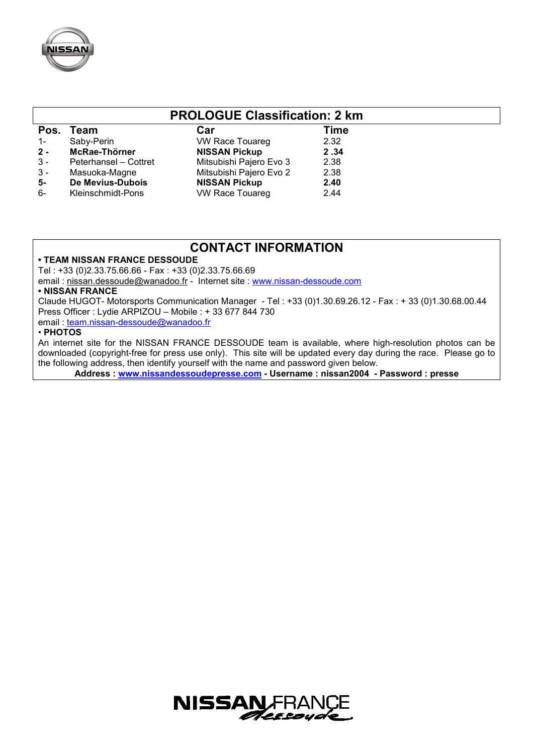## PROLOGUE Classification: 2 km

| Pos. | Team | Car | Time |
|---|---|---|---|
| 1- | Saby-Perin | VW Race Touareg | 2.32 |
| **2 -** | **McRae-Thörner** | **NISSAN Pickup** | **2 .34** |
| 3 - | Peterhansel – Cottret | Mitsubishi Pajero Evo 3 | 2.38 |
| 3 - | Masuoka-Magne | Mitsubishi Pajero Evo 2 | 2.38 |
| **5-** | **De Mevius-Dubois** | **NISSAN Pickup** | **2.40** |
| 6- | Kleinschmidt-Pons | VW Race Touareg | 2.44 |

## CONTACT INFORMATION

**• TEAM NISSAN FRANCE DESSOUDE**

Tel : +33 (0)2.33.75.66.66 - Fax : +33 (0)2.33.75.66.69

email : nissan.dessoude@wanadoo.fr - Internet site : www.nissan-dessoude.com

**• NISSAN FRANCE**

Claude HUGOT- Motorsports Communication Manager - Tel : +33 (0)1.30.69.26.12 - Fax : + 33 (0)1.30.68.00.44

Press Officer : Lydie ARPIZOU – Mobile : + 33 677 844 730

email : team.nissan-dessoude@wanadoo.fr

• **PHOTOS**

An internet site for the NISSAN FRANCE DESSOUDE team is available, where high-resolution photos can be downloaded (copyright-free for press use only). This site will be updated every day during the race. Please go to the following address, then identify yourself with the name and password given below.

**Address : www.nissandessoudepresse.com - Username : nissan2004 - Password : presse**